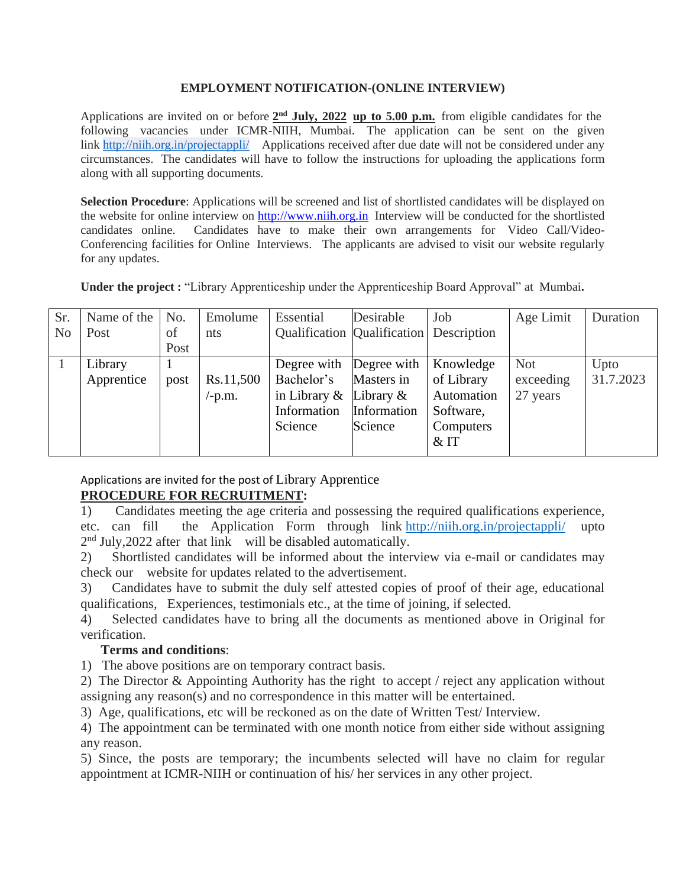## EMPLOYMENT NOTIFICATION-(ONLINE INTERVIEW)

Applications are invited on or before **2nd July, 2022 up to 5.00 p.m.** from eligible candidates for the following vacancies under ICMR-NIIH, Mumbai. The application can be sent on the given link http://niih.org.in/projectappli/ Applications received after due date will not be considered under any circumstances. The candidates will have to follow the instructions for uploading the applications form along with all supporting documents.

**Selection Procedure**: Applications will be screened and list of shortlisted candidates will be displayed on the website for online interview on http://www.niih.org.in Interview will be conducted for the shortlisted candidates online. Candidates have to make their own arrangements for Video Call/Video-Conferencing facilities for Online Interviews. The applicants are advised to visit our website regularly for any updates.

**Under the project :** "Library Apprenticeship under the Apprenticeship Board Approval" at Mumbai**.**

| Sr. No | Name of the Post | No. of Post | Emoluments | Essential Qualification | Desirable Qualification | Job Description | Age Limit | Duration |
|---|---|---|---|---|---|---|---|---|
| 1 | Library Apprentice | 1 post | Rs.11,500 /-p.m. | Degree with Bachelor's in Library & Information Science | Degree with Masters in Library & Information Science | Knowledge of Library Automation Software, Computers & IT | Not exceeding 27 years | Upto 31.7.2023 |

Applications are invited for the post of Library Apprentice

**PROCEDURE FOR RECRUITMENT:**

1) Candidates meeting the age criteria and possessing the required qualifications experience, etc. can fill the Application Form through link http://niih.org.in/projectappli/ upto 2nd July,2022 after that link will be disabled automatically.
2) Shortlisted candidates will be informed about the interview via e-mail or candidates may check our website for updates related to the advertisement.
3) Candidates have to submit the duly self attested copies of proof of their age, educational qualifications, Experiences, testimonials etc., at the time of joining, if selected.
4) Selected candidates have to bring all the documents as mentioned above in Original for verification.

**Terms and conditions**:

1) The above positions are on temporary contract basis.
2) The Director & Appointing Authority has the right to accept / reject any application without assigning any reason(s) and no correspondence in this matter will be entertained.
3) Age, qualifications, etc will be reckoned as on the date of Written Test/ Interview.
4) The appointment can be terminated with one month notice from either side without assigning any reason.
5) Since, the posts are temporary; the incumbents selected will have no claim for regular appointment at ICMR-NIIH or continuation of his/ her services in any other project.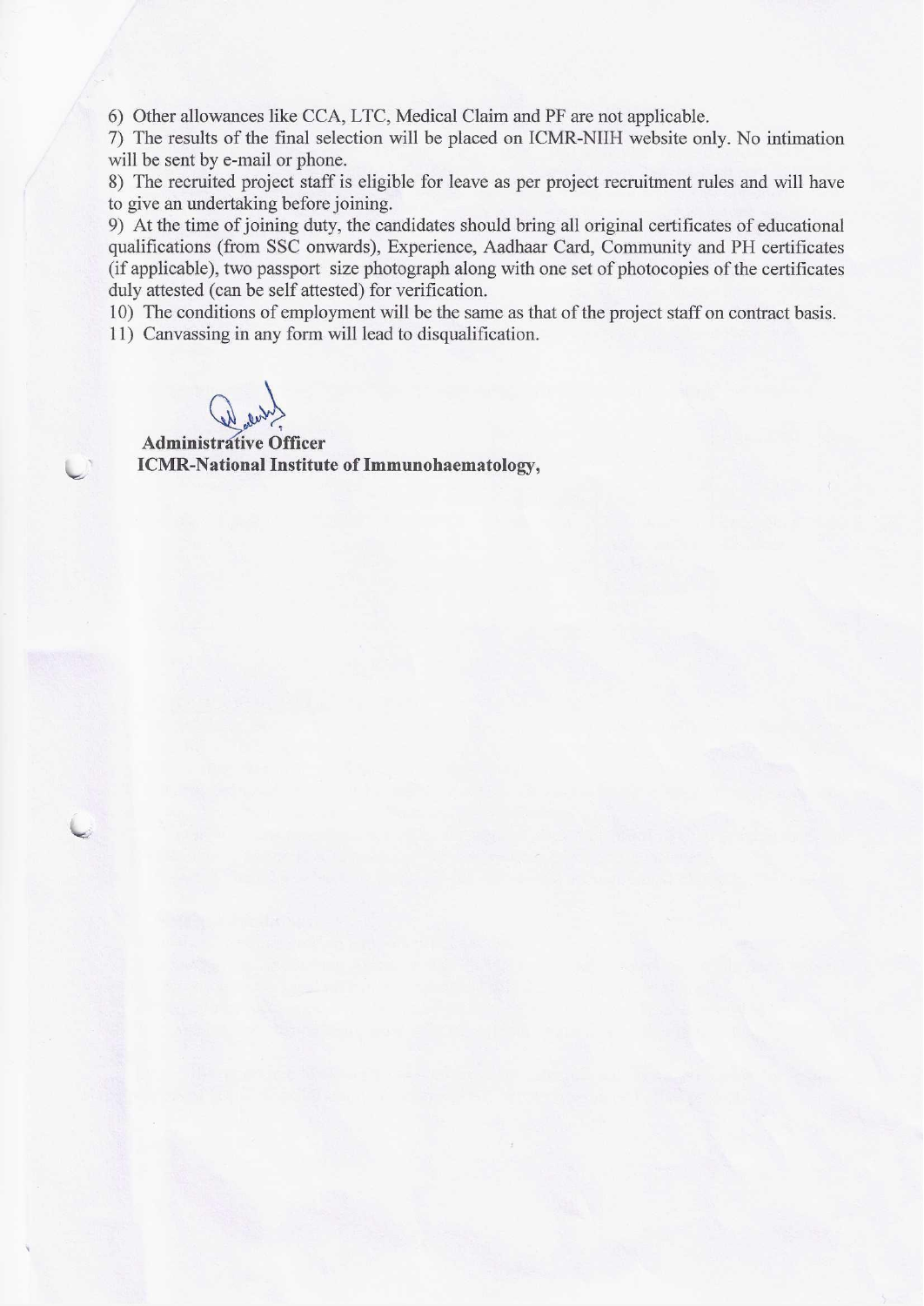6) Other allowances like CCA, LTC, Medical Claim and PF are not applicable.

7) The results of the final selection will be placed on ICMR-NIIH website only. No intimation will be sent by e-mail or phone.

8) The recruited project staff is eligible for leave as per project recruitment rules and will have to give an undertaking before joining.

9) At the time of joining duty, the candidates should bring all original certificates of educational qualifications (from SSC onwards), Experience, Aadhaar Card, Community and PH certificates (if applicable), two passport size photograph along with one set of photocopies of the certificates duly attested (can be self attested) for verification.

10) The conditions of employment will be the same as that of the project staff on contract basis.

11) Canvassing in any form will lead to disqualification.

**Administrative Officer**
**ICMR-National Institute of Immunohaematology,**